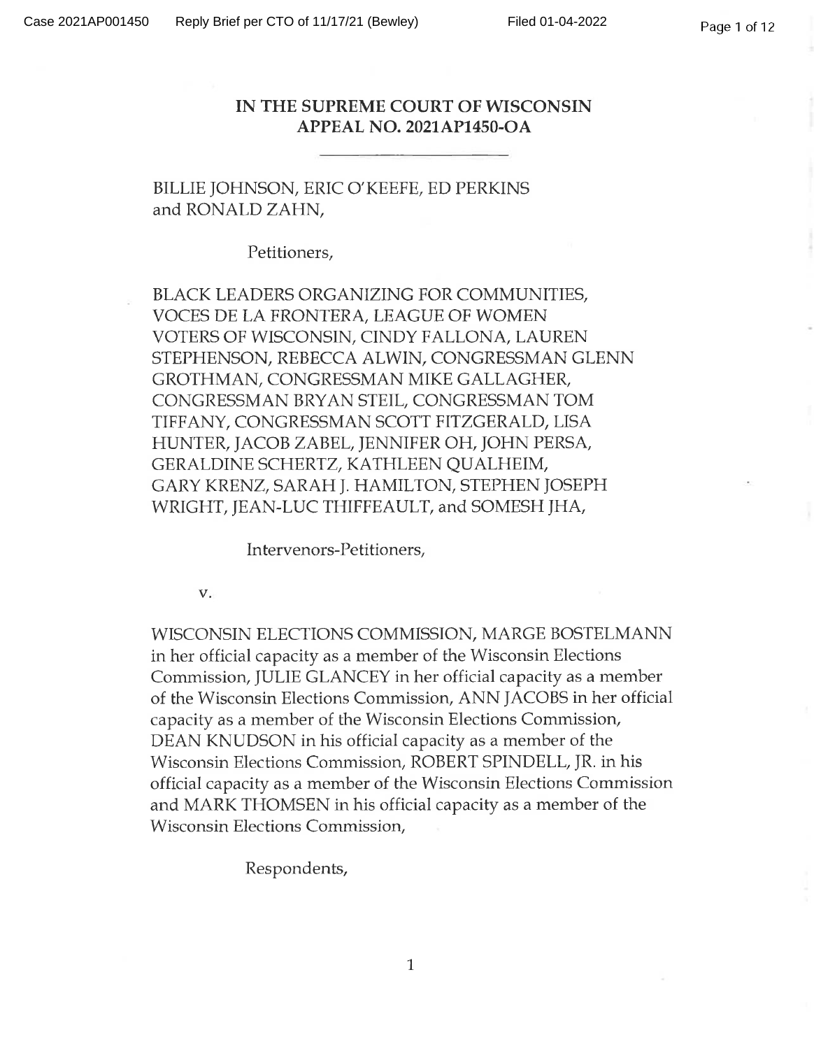**IN THE SUPREME COURT OF WISCONSIN**
**APPEAL NO. 2021AP1450-OA**

---

BILLIE JOHNSON, ERIC O'KEEFE, ED PERKINS and RONALD ZAHN,

Petitioners,

BLACK LEADERS ORGANIZING FOR COMMUNITIES, VOCES DE LA FRONTERA, LEAGUE OF WOMEN VOTERS OF WISCONSIN, CINDY FALLONA, LAUREN STEPHENSON, REBECCA ALWIN, CONGRESSMAN GLENN GROTHMAN, CONGRESSMAN MIKE GALLAGHER, CONGRESSMAN BRYAN STEIL, CONGRESSMAN TOM TIFFANY, CONGRESSMAN SCOTT FITZGERALD, LISA HUNTER, JACOB ZABEL, JENNIFER OH, JOHN PERSA, GERALDINE SCHERTZ, KATHLEEN QUALHEIM, GARY KRENZ, SARAH J. HAMILTON, STEPHEN JOSEPH WRIGHT, JEAN-LUC THIFFEAULT, and SOMESH JHA,

Intervenors-Petitioners,

v.

WISCONSIN ELECTIONS COMMISSION, MARGE BOSTELMANN in her official capacity as a member of the Wisconsin Elections Commission, JULIE GLANCEY in her official capacity as a member of the Wisconsin Elections Commission, ANN JACOBS in her official capacity as a member of the Wisconsin Elections Commission, DEAN KNUDSON in his official capacity as a member of the Wisconsin Elections Commission, ROBERT SPINDELL, JR. in his official capacity as a member of the Wisconsin Elections Commission and MARK THOMSEN in his official capacity as a member of the Wisconsin Elections Commission,

Respondents,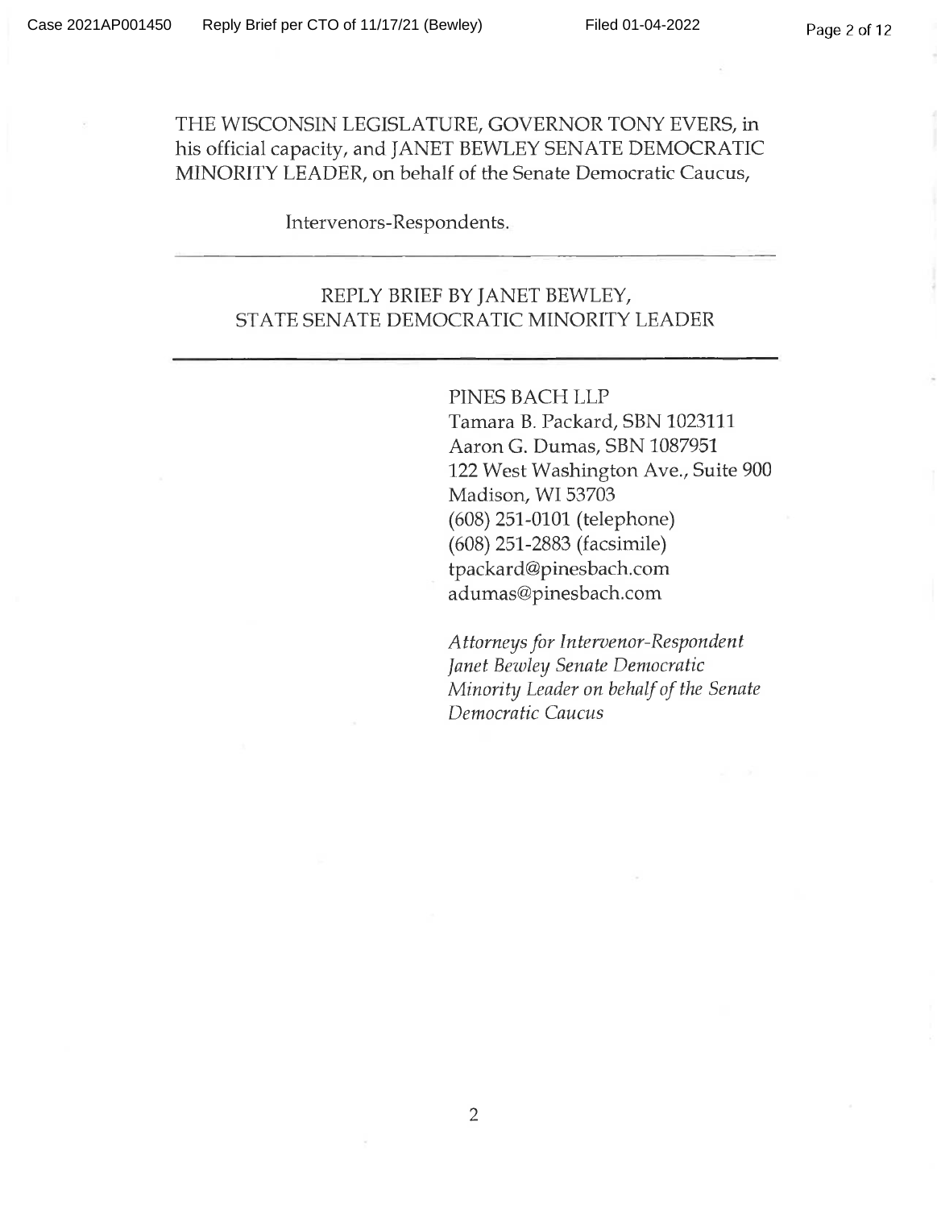THE WISCONSIN LEGISLATURE, GOVERNOR TONY EVERS, in his official capacity, and JANET BEWLEY SENATE DEMOCRATIC MINORITY LEADER, on behalf of the Senate Democratic Caucus,

Intervenors-Respondents.

---

## REPLY BRIEF BY JANET BEWLEY, STATE SENATE DEMOCRATIC MINORITY LEADER

---

PINES BACH LLP
Tamara B. Packard, SBN 1023111
Aaron G. Dumas, SBN 1087951
122 West Washington Ave., Suite 900
Madison, WI 53703
(608) 251-0101 (telephone)
(608) 251-2883 (facsimile)
tpackard@pinesbach.com
adumas@pinesbach.com

*Attorneys for Intervenor-Respondent Janet Bewley Senate Democratic Minority Leader on behalf of the Senate Democratic Caucus*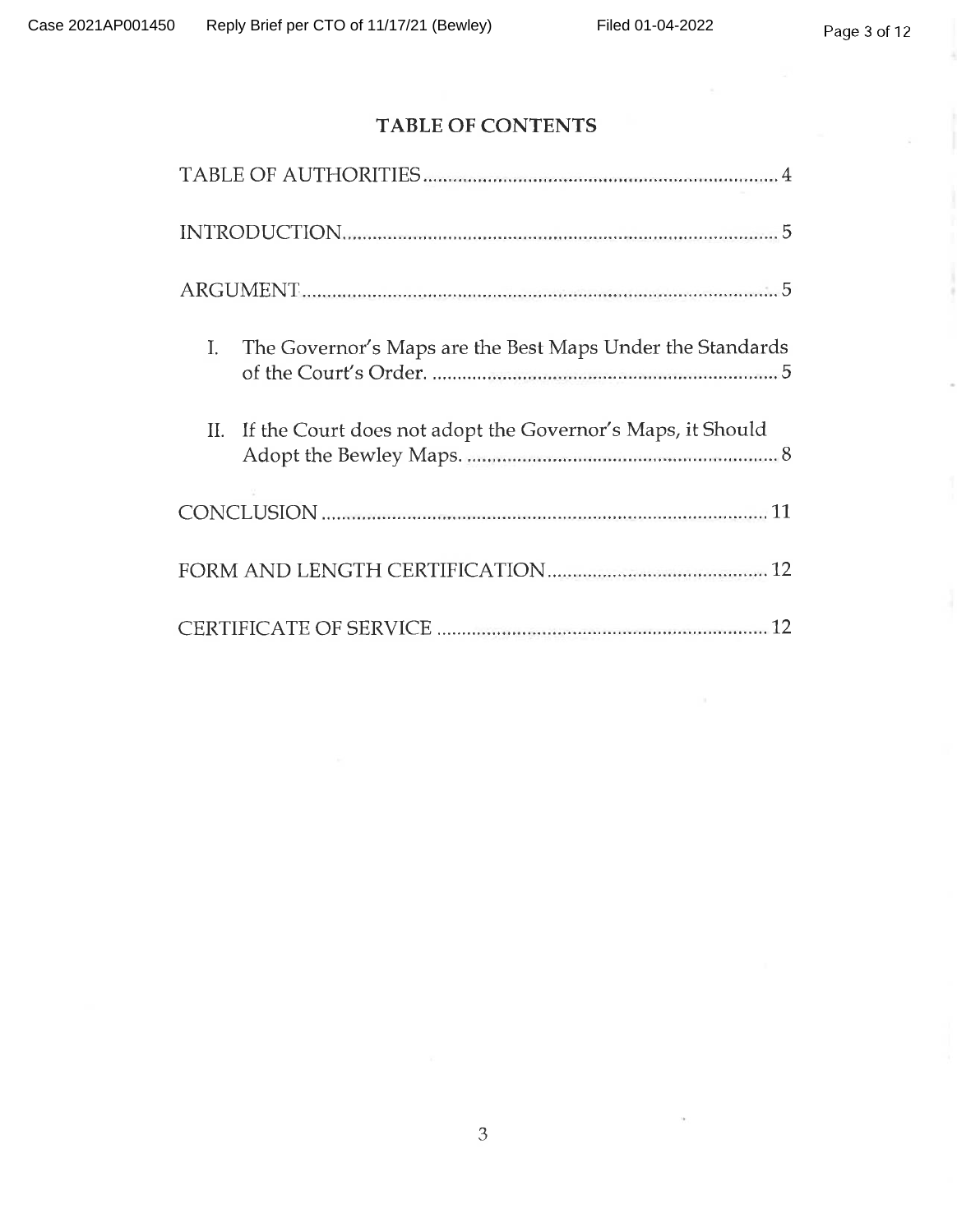## TABLE OF CONTENTS

TABLE OF AUTHORITIES .......................................................................... 4

INTRODUCTION ....................................................................................... 5

ARGUMENT ................................................................................................ 5

I. The Governor's Maps are the Best Maps Under the Standards of the Court's Order. ........................................................................ 5

II. If the Court does not adopt the Governor's Maps, it Should Adopt the Bewley Maps. ................................................................. 8

CONCLUSION .......................................................................................... 11

FORM AND LENGTH CERTIFICATION ............................................. 12

CERTIFICATE OF SERVICE ................................................................... 12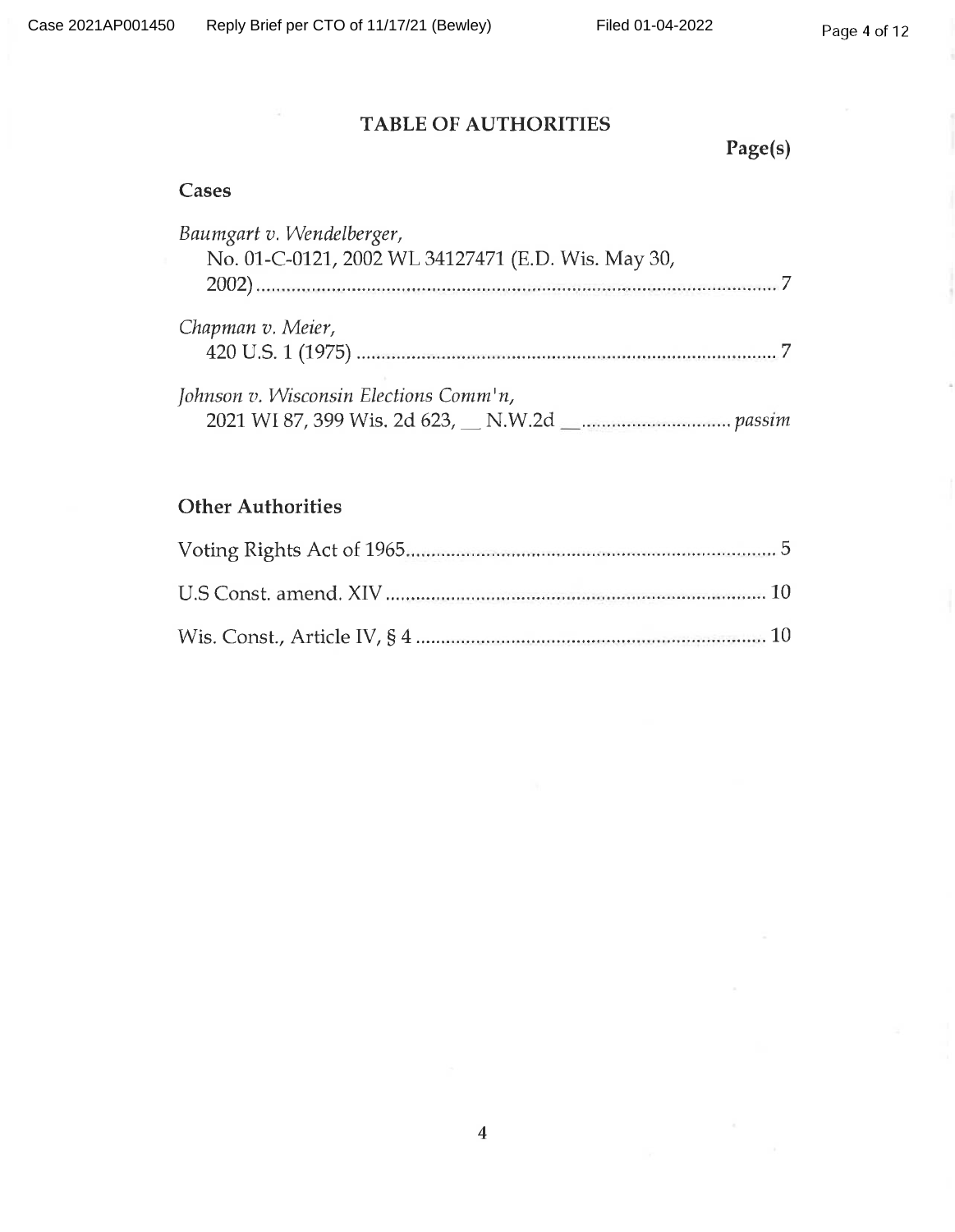# TABLE OF AUTHORITIES

**Page(s)**

## Cases

*Baumgart v. Wendelberger*,
No. 01-C-0121, 2002 WL 34127471 (E.D. Wis. May 30, 2002) ........................................ 7

*Chapman v. Meier*,
420 U.S. 1 (1975) ........................................ 7

*Johnson v. Wisconsin Elections Comm'n*,
2021 WI 87, 399 Wis. 2d 623, __ N.W.2d __ ........................................ *passim*

## Other Authorities

Voting Rights Act of 1965 ........................................ 5

U.S Const. amend. XIV ........................................ 10

Wis. Const., Article IV, § 4 ........................................ 10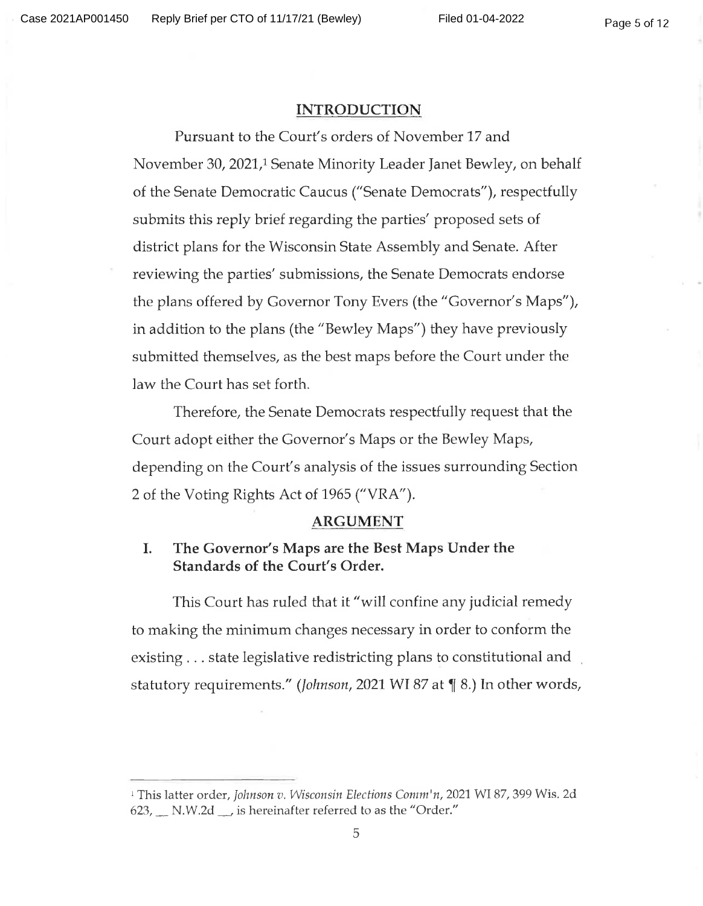## INTRODUCTION

Pursuant to the Court's orders of November 17 and November 30, 2021,[1] Senate Minority Leader Janet Bewley, on behalf of the Senate Democratic Caucus ("Senate Democrats"), respectfully submits this reply brief regarding the parties' proposed sets of district plans for the Wisconsin State Assembly and Senate. After reviewing the parties' submissions, the Senate Democrats endorse the plans offered by Governor Tony Evers (the "Governor's Maps"), in addition to the plans (the "Bewley Maps") they have previously submitted themselves, as the best maps before the Court under the law the Court has set forth.

Therefore, the Senate Democrats respectfully request that the Court adopt either the Governor's Maps or the Bewley Maps, depending on the Court's analysis of the issues surrounding Section 2 of the Voting Rights Act of 1965 ("VRA").

## ARGUMENT

### I. The Governor's Maps are the Best Maps Under the Standards of the Court's Order.

This Court has ruled that it "will confine any judicial remedy to making the minimum changes necessary in order to conform the existing . . . state legislative redistricting plans to constitutional and statutory requirements." (*Johnson*, 2021 WI 87 at ¶ 8.) In other words,

---

[1] This latter order, *Johnson v. Wisconsin Elections Comm'n*, 2021 WI 87, 399 Wis. 2d 623, __ N.W.2d __, is hereinafter referred to as the "Order."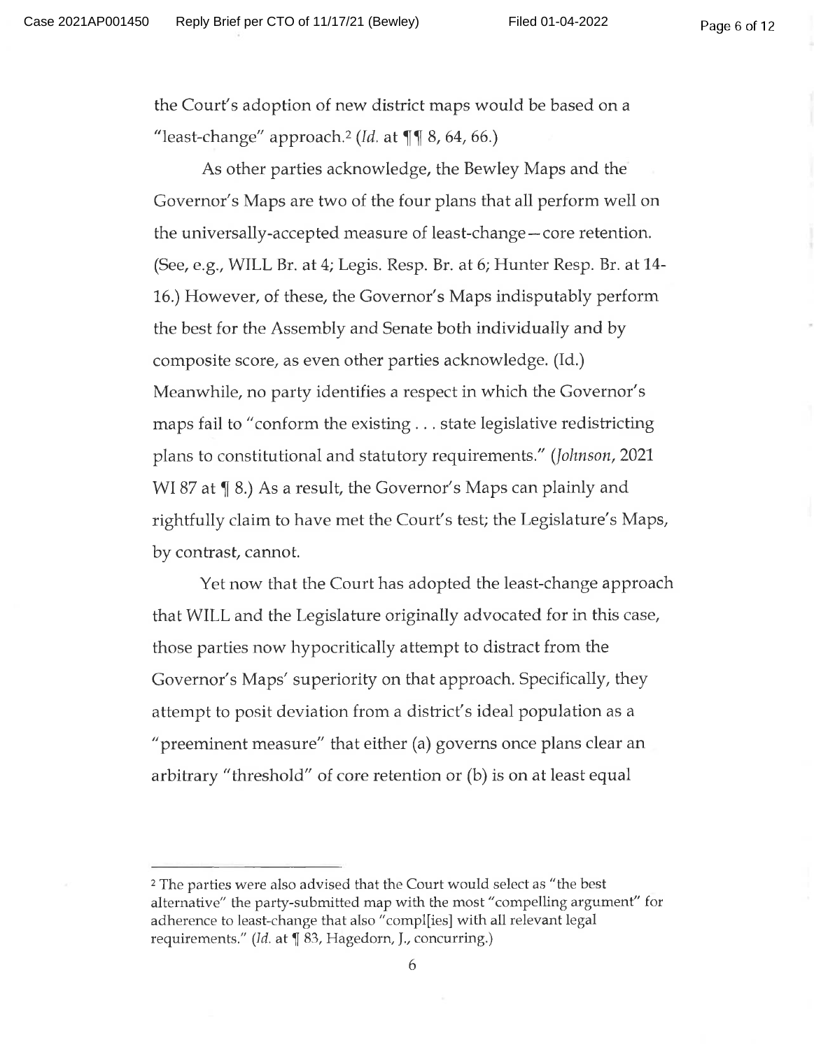the Court's adoption of new district maps would be based on a "least-change" approach.[2] (*Id.* at ¶¶ 8, 64, 66.)

As other parties acknowledge, the Bewley Maps and the Governor's Maps are two of the four plans that all perform well on the universally-accepted measure of least-change—core retention. (See, e.g., WILL Br. at 4; Legis. Resp. Br. at 6; Hunter Resp. Br. at 14-16.) However, of these, the Governor's Maps indisputably perform the best for the Assembly and Senate both individually and by composite score, as even other parties acknowledge. (Id.) Meanwhile, no party identifies a respect in which the Governor's maps fail to "conform the existing . . . state legislative redistricting plans to constitutional and statutory requirements." (*Johnson*, 2021 WI 87 at ¶ 8.) As a result, the Governor's Maps can plainly and rightfully claim to have met the Court's test; the Legislature's Maps, by contrast, cannot.

Yet now that the Court has adopted the least-change approach that WILL and the Legislature originally advocated for in this case, those parties now hypocritically attempt to distract from the Governor's Maps' superiority on that approach. Specifically, they attempt to posit deviation from a district's ideal population as a "preeminent measure" that either (a) governs once plans clear an arbitrary "threshold" of core retention or (b) is on at least equal

---

[2] The parties were also advised that the Court would select as "the best alternative" the party-submitted map with the most "compelling argument" for adherence to least-change that also "compl[ies] with all relevant legal requirements." (*Id.* at ¶ 83, Hagedorn, J., concurring.)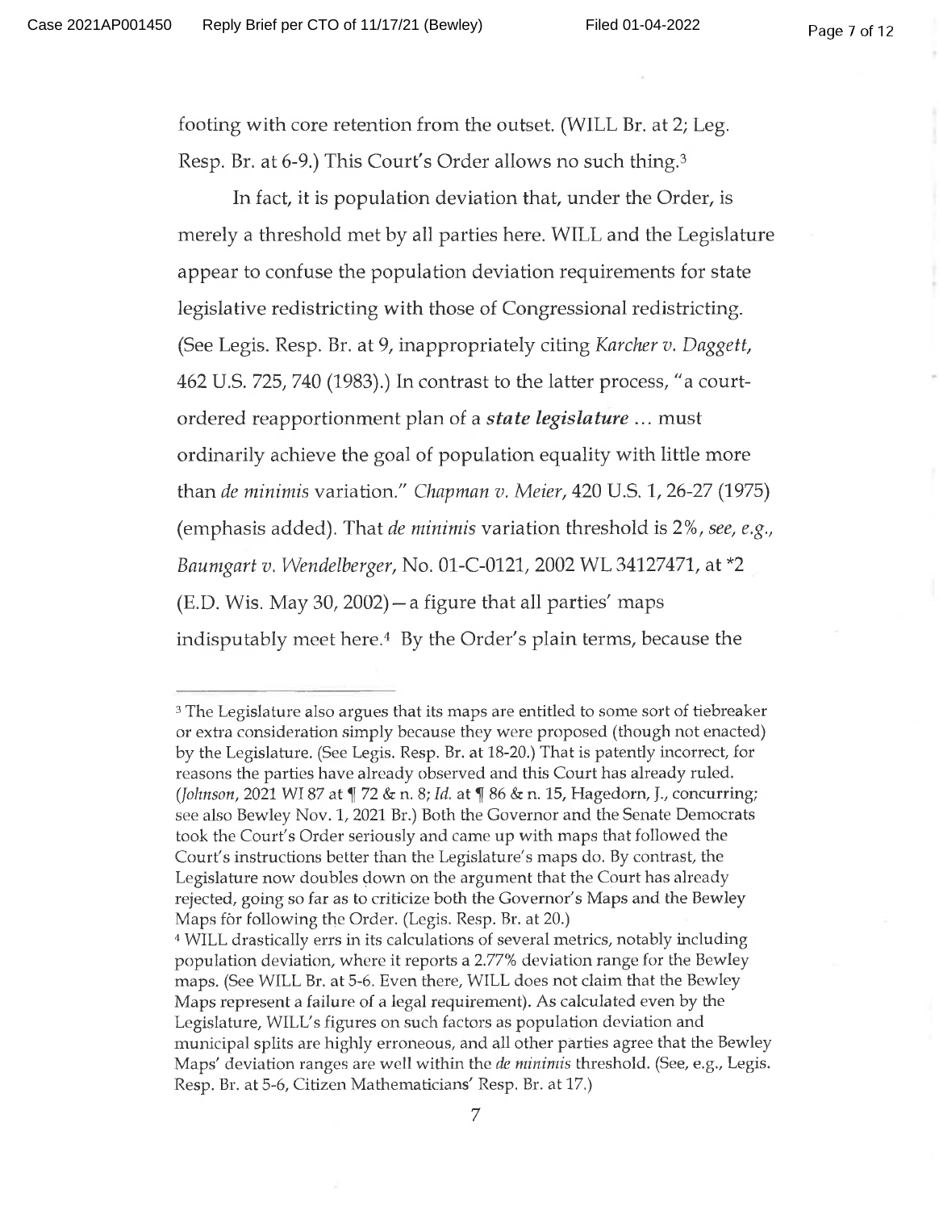footing with core retention from the outset. (WILL Br. at 2; Leg. Resp. Br. at 6-9.) This Court's Order allows no such thing.[3]

In fact, it is population deviation that, under the Order, is merely a threshold met by all parties here. WILL and the Legislature appear to confuse the population deviation requirements for state legislative redistricting with those of Congressional redistricting. (See Legis. Resp. Br. at 9, inappropriately citing *Karcher v. Daggett*, 462 U.S. 725, 740 (1983).) In contrast to the latter process, "a court-ordered reapportionment plan of a ***state legislature*** ... must ordinarily achieve the goal of population equality with little more than *de minimis* variation." *Chapman v. Meier*, 420 U.S. 1, 26-27 (1975) (emphasis added). That *de minimis* variation threshold is 2%, *see, e.g.*, *Baumgart v. Wendelberger*, No. 01-C-0121, 2002 WL 34127471, at *2 (E.D. Wis. May 30, 2002)—a figure that all parties' maps indisputably meet here.[4] By the Order's plain terms, because the

---

[3] The Legislature also argues that its maps are entitled to some sort of tiebreaker or extra consideration simply because they were proposed (though not enacted) by the Legislature. (See Legis. Resp. Br. at 18-20.) That is patently incorrect, for reasons the parties have already observed and this Court has already ruled. (*Johnson*, 2021 WI 87 at ¶ 72 & n. 8; *Id.* at ¶ 86 & n. 15, Hagedorn, J., concurring; see also Bewley Nov. 1, 2021 Br.) Both the Governor and the Senate Democrats took the Court's Order seriously and came up with maps that followed the Court's instructions better than the Legislature's maps do. By contrast, the Legislature now doubles down on the argument that the Court has already rejected, going so far as to criticize both the Governor's Maps and the Bewley Maps for following the Order. (Legis. Resp. Br. at 20.)

[4] WILL drastically errs in its calculations of several metrics, notably including population deviation, where it reports a 2.77% deviation range for the Bewley maps. (See WILL Br. at 5-6. Even there, WILL does not claim that the Bewley Maps represent a failure of a legal requirement). As calculated even by the Legislature, WILL's figures on such factors as population deviation and municipal splits are highly erroneous, and all other parties agree that the Bewley Maps' deviation ranges are well within the *de minimis* threshold. (See, e.g., Legis. Resp. Br. at 5-6, Citizen Mathematicians' Resp. Br. at 17.)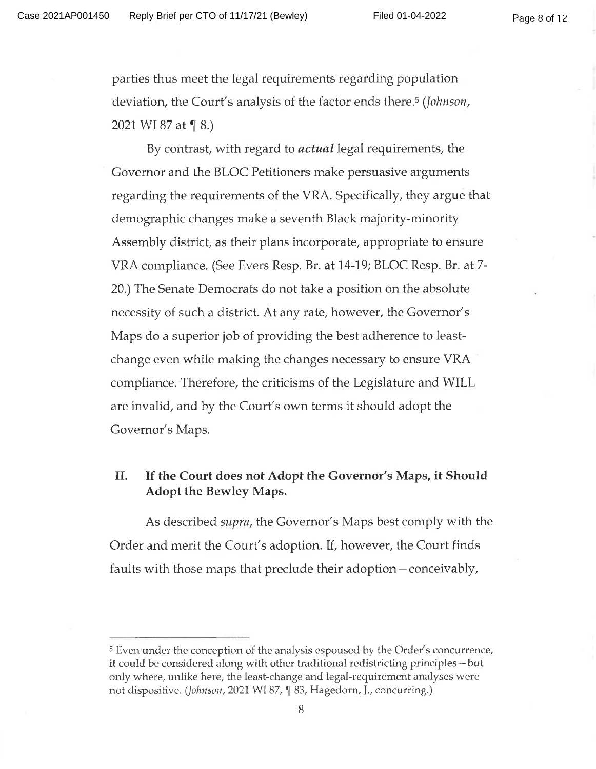parties thus meet the legal requirements regarding population deviation, the Court's analysis of the factor ends there.[5] (*Johnson*, 2021 WI 87 at ¶ 8.)

By contrast, with regard to ***actual*** legal requirements, the Governor and the BLOC Petitioners make persuasive arguments regarding the requirements of the VRA. Specifically, they argue that demographic changes make a seventh Black majority-minority Assembly district, as their plans incorporate, appropriate to ensure VRA compliance. (See Evers Resp. Br. at 14-19; BLOC Resp. Br. at 7-20.) The Senate Democrats do not take a position on the absolute necessity of such a district. At any rate, however, the Governor's Maps do a superior job of providing the best adherence to least-change even while making the changes necessary to ensure VRA compliance. Therefore, the criticisms of the Legislature and WILL are invalid, and by the Court's own terms it should adopt the Governor's Maps.

## II. If the Court does not Adopt the Governor's Maps, it Should Adopt the Bewley Maps.

As described *supra*, the Governor's Maps best comply with the Order and merit the Court's adoption. If, however, the Court finds faults with those maps that preclude their adoption—conceivably,

---

[5] Even under the conception of the analysis espoused by the Order's concurrence, it could be considered along with other traditional redistricting principles—but only where, unlike here, the least-change and legal-requirement analyses were not dispositive. (*Johnson*, 2021 WI 87, ¶ 83, Hagedorn, J., concurring.)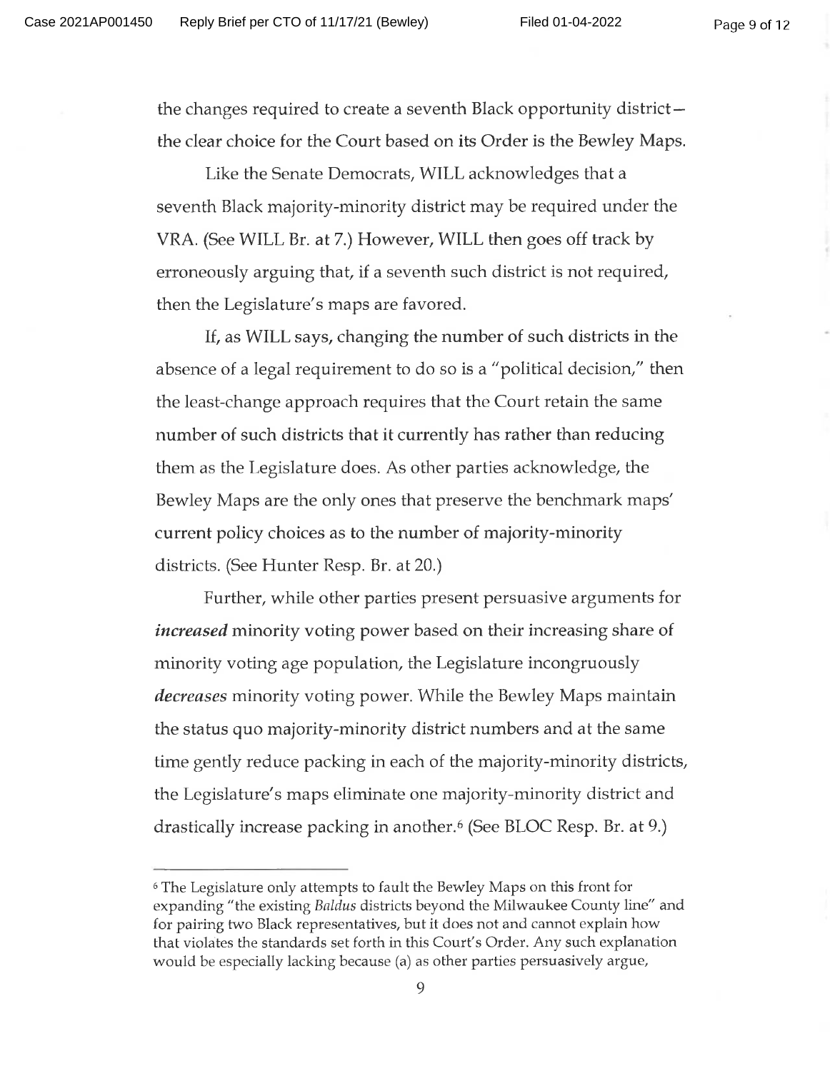the changes required to create a seventh Black opportunity district—the clear choice for the Court based on its Order is the Bewley Maps.

Like the Senate Democrats, WILL acknowledges that a seventh Black majority-minority district may be required under the VRA. (See WILL Br. at 7.) However, WILL then goes off track by erroneously arguing that, if a seventh such district is not required, then the Legislature's maps are favored.

If, as WILL says, changing the number of such districts in the absence of a legal requirement to do so is a "political decision," then the least-change approach requires that the Court retain the same number of such districts that it currently has rather than reducing them as the Legislature does. As other parties acknowledge, the Bewley Maps are the only ones that preserve the benchmark maps' current policy choices as to the number of majority-minority districts. (See Hunter Resp. Br. at 20.)

Further, while other parties present persuasive arguments for ***increased*** minority voting power based on their increasing share of minority voting age population, the Legislature incongruously ***decreases*** minority voting power. While the Bewley Maps maintain the status quo majority-minority district numbers and at the same time gently reduce packing in each of the majority-minority districts, the Legislature's maps eliminate one majority-minority district and drastically increase packing in another.[6] (See BLOC Resp. Br. at 9.)

---

[6] The Legislature only attempts to fault the Bewley Maps on this front for expanding "the existing *Baldus* districts beyond the Milwaukee County line" and for pairing two Black representatives, but it does not and cannot explain how that violates the standards set forth in this Court's Order. Any such explanation would be especially lacking because (a) as other parties persuasively argue,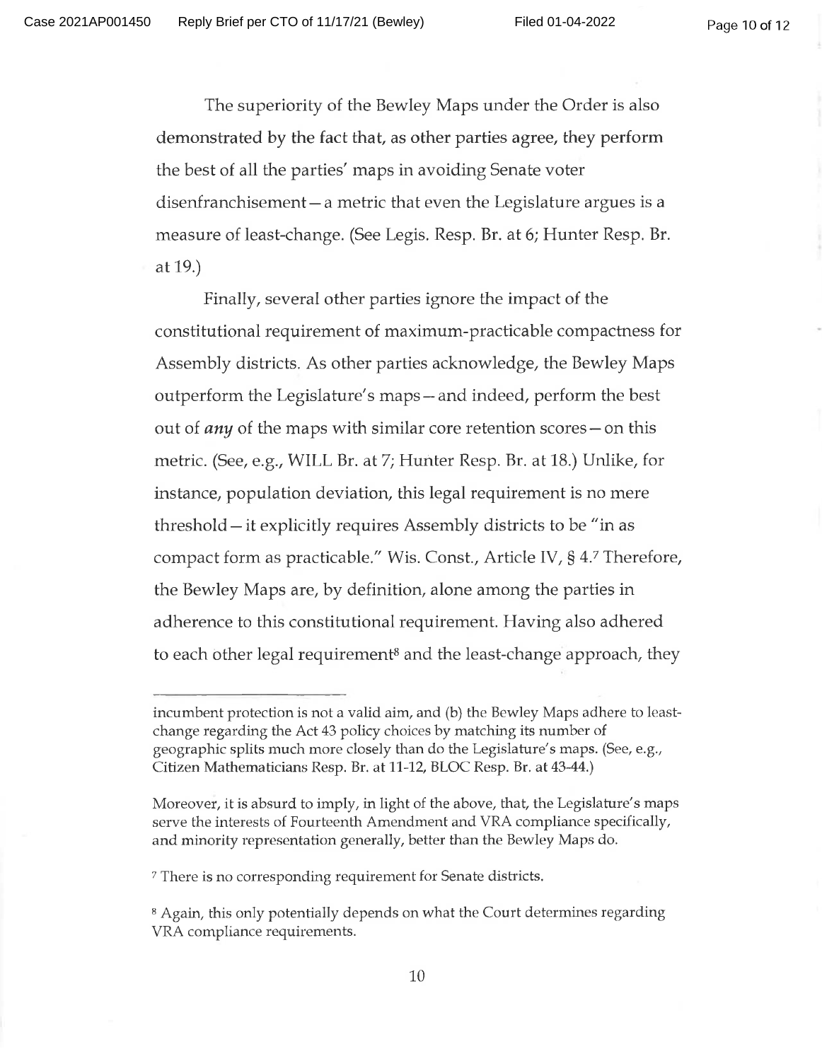The superiority of the Bewley Maps under the Order is also demonstrated by the fact that, as other parties agree, they perform the best of all the parties' maps in avoiding Senate voter disenfranchisement — a metric that even the Legislature argues is a measure of least-change. (See Legis. Resp. Br. at 6; Hunter Resp. Br. at 19.)

Finally, several other parties ignore the impact of the constitutional requirement of maximum-practicable compactness for Assembly districts. As other parties acknowledge, the Bewley Maps outperform the Legislature's maps — and indeed, perform the best out of *any* of the maps with similar core retention scores — on this metric. (See, e.g., WILL Br. at 7; Hunter Resp. Br. at 18.) Unlike, for instance, population deviation, this legal requirement is no mere threshold — it explicitly requires Assembly districts to be "in as compact form as practicable." Wis. Const., Article IV, § 4.[7] Therefore, the Bewley Maps are, by definition, alone among the parties in adherence to this constitutional requirement. Having also adhered to each other legal requirement[8] and the least-change approach, they

---

incumbent protection is not a valid aim, and (b) the Bewley Maps adhere to least-change regarding the Act 43 policy choices by matching its number of geographic splits much more closely than do the Legislature's maps. (See, e.g., Citizen Mathematicians Resp. Br. at 11-12, BLOC Resp. Br. at 43-44.)

Moreover, it is absurd to imply, in light of the above, that, the Legislature's maps serve the interests of Fourteenth Amendment and VRA compliance specifically, and minority representation generally, better than the Bewley Maps do.

[7] There is no corresponding requirement for Senate districts.

[8] Again, this only potentially depends on what the Court determines regarding VRA compliance requirements.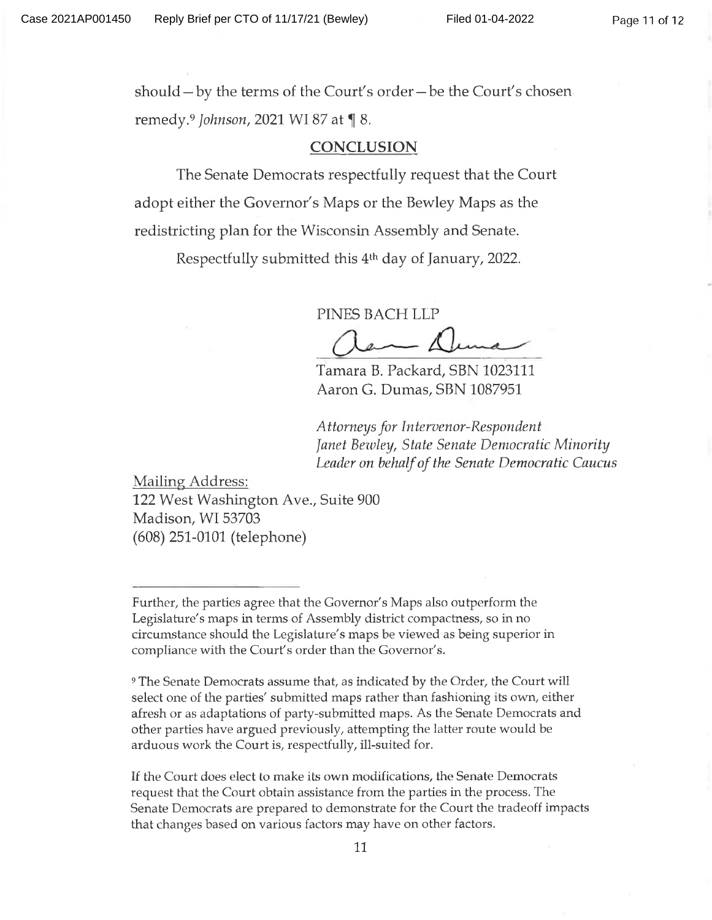should—by the terms of the Court's order—be the Court's chosen remedy.[9] *Johnson*, 2021 WI 87 at ¶ 8.

## CONCLUSION

The Senate Democrats respectfully request that the Court adopt either the Governor's Maps or the Bewley Maps as the redistricting plan for the Wisconsin Assembly and Senate.

Respectfully submitted this 4th day of January, 2022.

PINES BACH LLP

Tamara B. Packard, SBN 1023111
Aaron G. Dumas, SBN 1087951

*Attorneys for Intervenor-Respondent Janet Bewley, State Senate Democratic Minority Leader on behalf of the Senate Democratic Caucus*

Mailing Address:
122 West Washington Ave., Suite 900
Madison, WI 53703
(608) 251-0101 (telephone)

---

Further, the parties agree that the Governor's Maps also outperform the Legislature's maps in terms of Assembly district compactness, so in no circumstance should the Legislature's maps be viewed as being superior in compliance with the Court's order than the Governor's.

[9] The Senate Democrats assume that, as indicated by the Order, the Court will select one of the parties' submitted maps rather than fashioning its own, either afresh or as adaptations of party-submitted maps. As the Senate Democrats and other parties have argued previously, attempting the latter route would be arduous work the Court is, respectfully, ill-suited for.

If the Court does elect to make its own modifications, the Senate Democrats request that the Court obtain assistance from the parties in the process. The Senate Democrats are prepared to demonstrate for the Court the tradeoff impacts that changes based on various factors may have on other factors.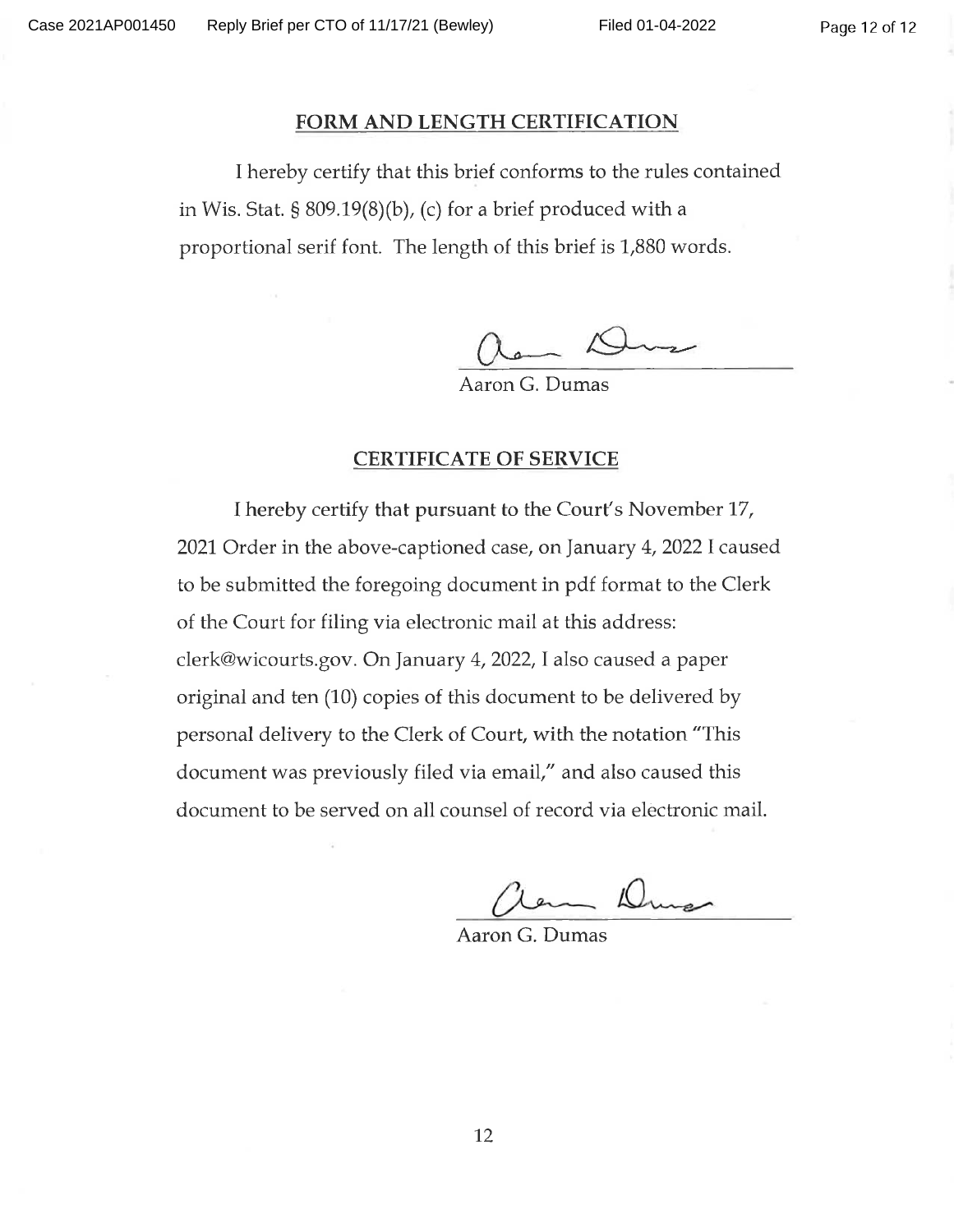## FORM AND LENGTH CERTIFICATION

I hereby certify that this brief conforms to the rules contained in Wis. Stat. § 809.19(8)(b), (c) for a brief produced with a proportional serif font. The length of this brief is 1,880 words.

Aaron G. Dumas

## CERTIFICATE OF SERVICE

I hereby certify that pursuant to the Court's November 17, 2021 Order in the above-captioned case, on January 4, 2022 I caused to be submitted the foregoing document in pdf format to the Clerk of the Court for filing via electronic mail at this address: clerk@wicourts.gov. On January 4, 2022, I also caused a paper original and ten (10) copies of this document to be delivered by personal delivery to the Clerk of Court, with the notation "This document was previously filed via email," and also caused this document to be served on all counsel of record via electronic mail.

Aaron G. Dumas